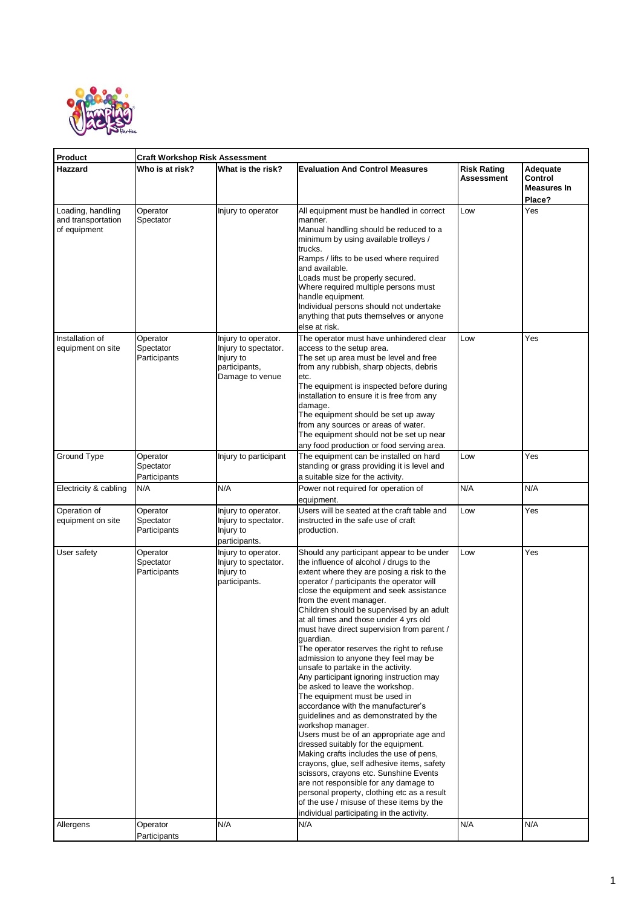| Product | Craft Workshop Risk Assessment | | | | |
|---|---|---|---|---|---|
| **Hazzard** | **Who is at risk?** | **What is the risk?** | **Evaluation And Control Measures** | **Risk Rating Assessment** | **Adequate Control Measures In Place?** |
| Loading, handling and transportation of equipment | Operator<br>Spectator | Injury to operator | All equipment must be handled in correct manner.<br>Manual handling should be reduced to a minimum by using available trolleys / trucks.<br>Ramps / lifts to be used where required and available.<br>Loads must be properly secured.<br>Where required multiple persons must handle equipment.<br>Individual persons should not undertake anything that puts themselves or anyone else at risk. | Low | Yes |
| Installation of equipment on site | Operator<br>Spectator<br>Participants | Injury to operator.<br>Injury to spectator.<br>Injury to participants,<br>Damage to venue | The operator must have unhindered clear access to the setup area.<br>The set up area must be level and free from any rubbish, sharp objects, debris etc.<br>The equipment is inspected before during installation to ensure it is free from any damage.<br>The equipment should be set up away from any sources or areas of water.<br>The equipment should not be set up near any food production or food serving area. | Low | Yes |
| Ground Type | Operator<br>Spectator<br>Participants | Injury to participant | The equipment can be installed on hard standing or grass providing it is level and a suitable size for the activity. | Low | Yes |
| Electricity & cabling | N/A | N/A | Power not required for operation of equipment. | N/A | N/A |
| Operation of equipment on site | Operator<br>Spectator<br>Participants | Injury to operator.<br>Injury to spectator.<br>Injury to participants. | Users will be seated at the craft table and instructed in the safe use of craft production. | Low | Yes |
| User safety | Operator<br>Spectator<br>Participants | Injury to operator.<br>Injury to spectator.<br>Injury to participants. | Should any participant appear to be under the influence of alcohol / drugs to the extent where they are posing a risk to the operator / participants the operator will close the equipment and seek assistance from the event manager.<br>Children should be supervised by an adult at all times and those under 4 yrs old must have direct supervision from parent / guardian.<br>The operator reserves the right to refuse admission to anyone they feel may be unsafe to partake in the activity.<br>Any participant ignoring instruction may be asked to leave the workshop.<br>The equipment must be used in accordance with the manufacturer's guidelines and as demonstrated by the workshop manager.<br>Users must be of an appropriate age and dressed suitably for the equipment.<br>Making crafts includes the use of pens, crayons, glue, self adhesive items, safety scissors, crayons etc. Sunshine Events are not responsible for any damage to personal property, clothing etc as a result of the use / misuse of these items by the individual participating in the activity. | Low | Yes |
| Allergens | Operator<br>Participants | N/A | N/A | N/A | N/A |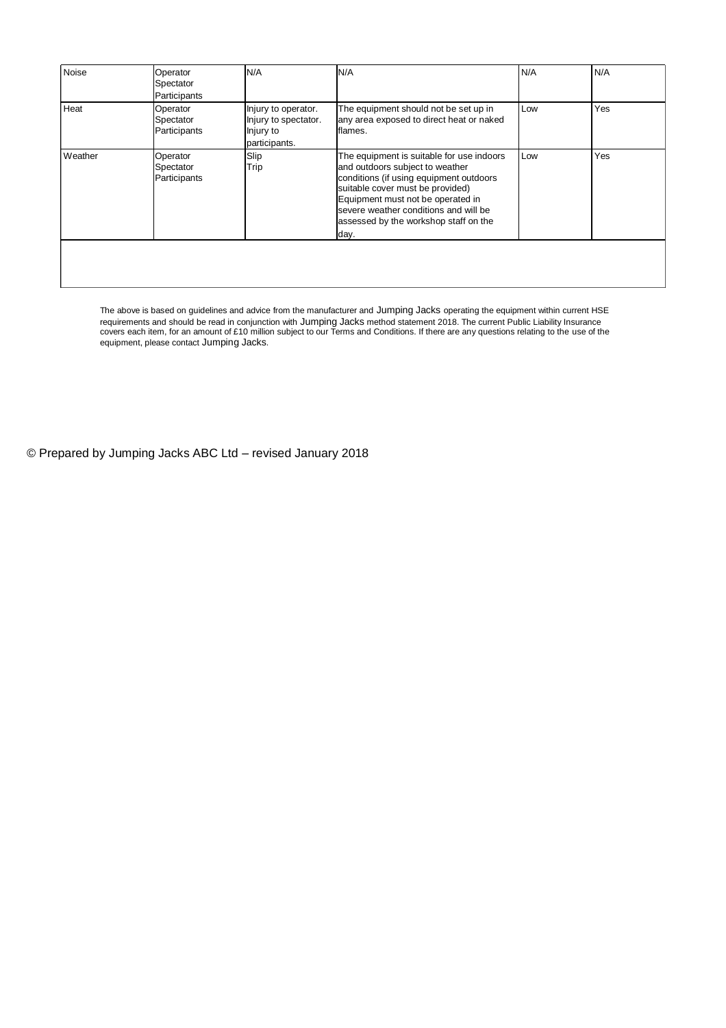| | | | | | |
|---|---|---|---|---|---|
| Noise | Operator<br>Spectator<br>Participants | N/A | N/A | N/A | N/A |
| Heat | Operator<br>Spectator<br>Participants | Injury to operator.<br>Injury to spectator.<br>Injury to participants. | The equipment should not be set up in any area exposed to direct heat or naked flames. | Low | Yes |
| Weather | Operator<br>Spectator<br>Participants | Slip<br>Trip | The equipment is suitable for use indoors and outdoors subject to weather conditions (if using equipment outdoors suitable cover must be provided) Equipment must not be operated in severe weather conditions and will be assessed by the workshop staff on the day. | Low | Yes |
| | | | | | |

The above is based on guidelines and advice from the manufacturer and Jumping Jacks operating the equipment within current HSE requirements and should be read in conjunction with Jumping Jacks method statement 2018. The current Public Liability Insurance covers each item, for an amount of £10 million subject to our Terms and Conditions. If there are any questions relating to the use of the equipment, please contact Jumping Jacks.

© Prepared by Jumping Jacks ABC Ltd – revised January 2018